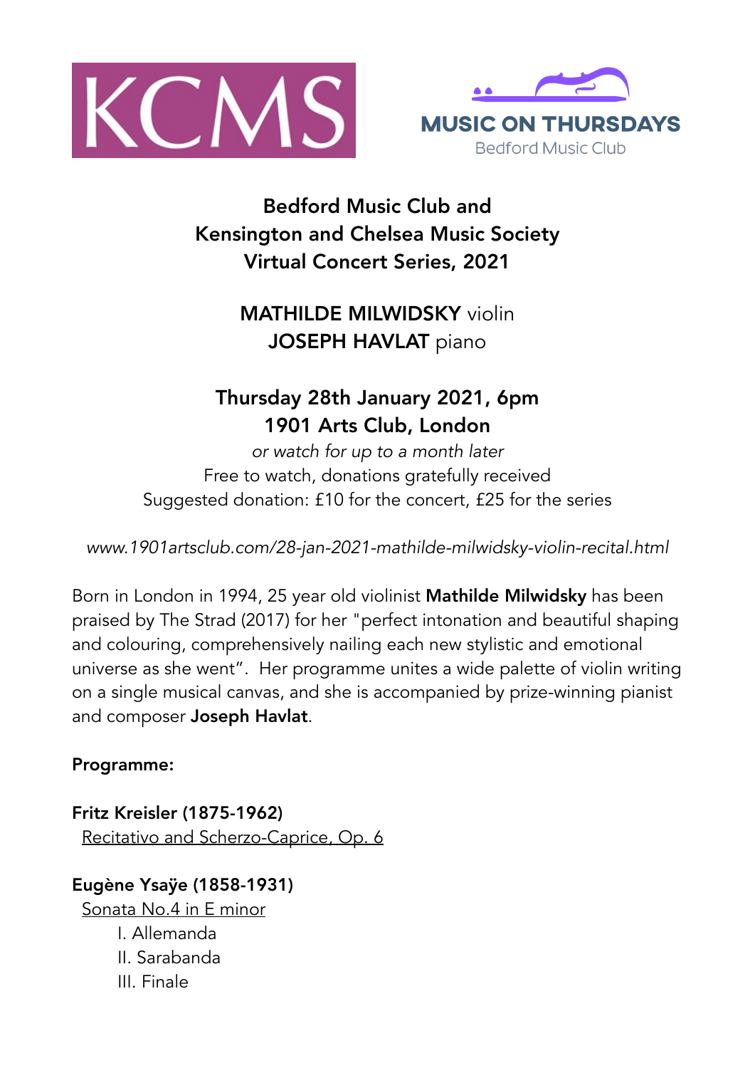KCMS

MUSIC ON THURSDAYS
Bedford Music Club

# Bedford Music Club and Kensington and Chelsea Music Society Virtual Concert Series, 2021

## **MATHILDE MILWIDSKY** violin
## **JOSEPH HAVLAT** piano

## Thursday 28th January 2021, 6pm
## 1901 Arts Club, London

*or watch for up to a month later*

Free to watch, donations gratefully received

Suggested donation: £10 for the concert, £25 for the series

*www.1901artsclub.com/28-jan-2021-mathilde-milwidsky-violin-recital.html*

Born in London in 1994, 25 year old violinist **Mathilde Milwidsky** has been praised by The Strad (2017) for her "perfect intonation and beautiful shaping and colouring, comprehensively nailing each new stylistic and emotional universe as she went". Her programme unites a wide palette of violin writing on a single musical canvas, and she is accompanied by prize-winning pianist and composer **Joseph Havlat**.

**Programme:**

**Fritz Kreisler (1875-1962)**
Recitativo and Scherzo-Caprice, Op. 6

**Eugène Ysaÿe (1858-1931)**
Sonata No.4 in E minor
- I. Allemanda
- II. Sarabanda
- III. Finale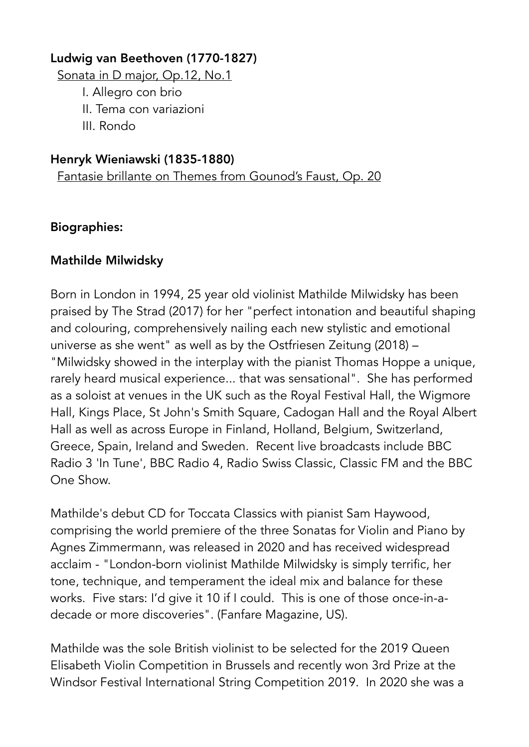**Ludwig van Beethoven (1770-1827)**

Sonata in D major, Op.12, No.1

- I. Allegro con brio
- II. Tema con variazioni
- III. Rondo

**Henryk Wieniawski (1835-1880)**

Fantasie brillante on Themes from Gounod's Faust, Op. 20

## Biographies:

### Mathilde Milwidsky

Born in London in 1994, 25 year old violinist Mathilde Milwidsky has been praised by The Strad (2017) for her "perfect intonation and beautiful shaping and colouring, comprehensively nailing each new stylistic and emotional universe as she went" as well as by the Ostfriesen Zeitung (2018) – "Milwidsky showed in the interplay with the pianist Thomas Hoppe a unique, rarely heard musical experience... that was sensational". She has performed as a soloist at venues in the UK such as the Royal Festival Hall, the Wigmore Hall, Kings Place, St John's Smith Square, Cadogan Hall and the Royal Albert Hall as well as across Europe in Finland, Holland, Belgium, Switzerland, Greece, Spain, Ireland and Sweden. Recent live broadcasts include BBC Radio 3 'In Tune', BBC Radio 4, Radio Swiss Classic, Classic FM and the BBC One Show.

Mathilde's debut CD for Toccata Classics with pianist Sam Haywood, comprising the world premiere of the three Sonatas for Violin and Piano by Agnes Zimmermann, was released in 2020 and has received widespread acclaim - "London-born violinist Mathilde Milwidsky is simply terrific, her tone, technique, and temperament the ideal mix and balance for these works. Five stars: I'd give it 10 if I could. This is one of those once-in-a-decade or more discoveries". (Fanfare Magazine, US).

Mathilde was the sole British violinist to be selected for the 2019 Queen Elisabeth Violin Competition in Brussels and recently won 3rd Prize at the Windsor Festival International String Competition 2019. In 2020 she was a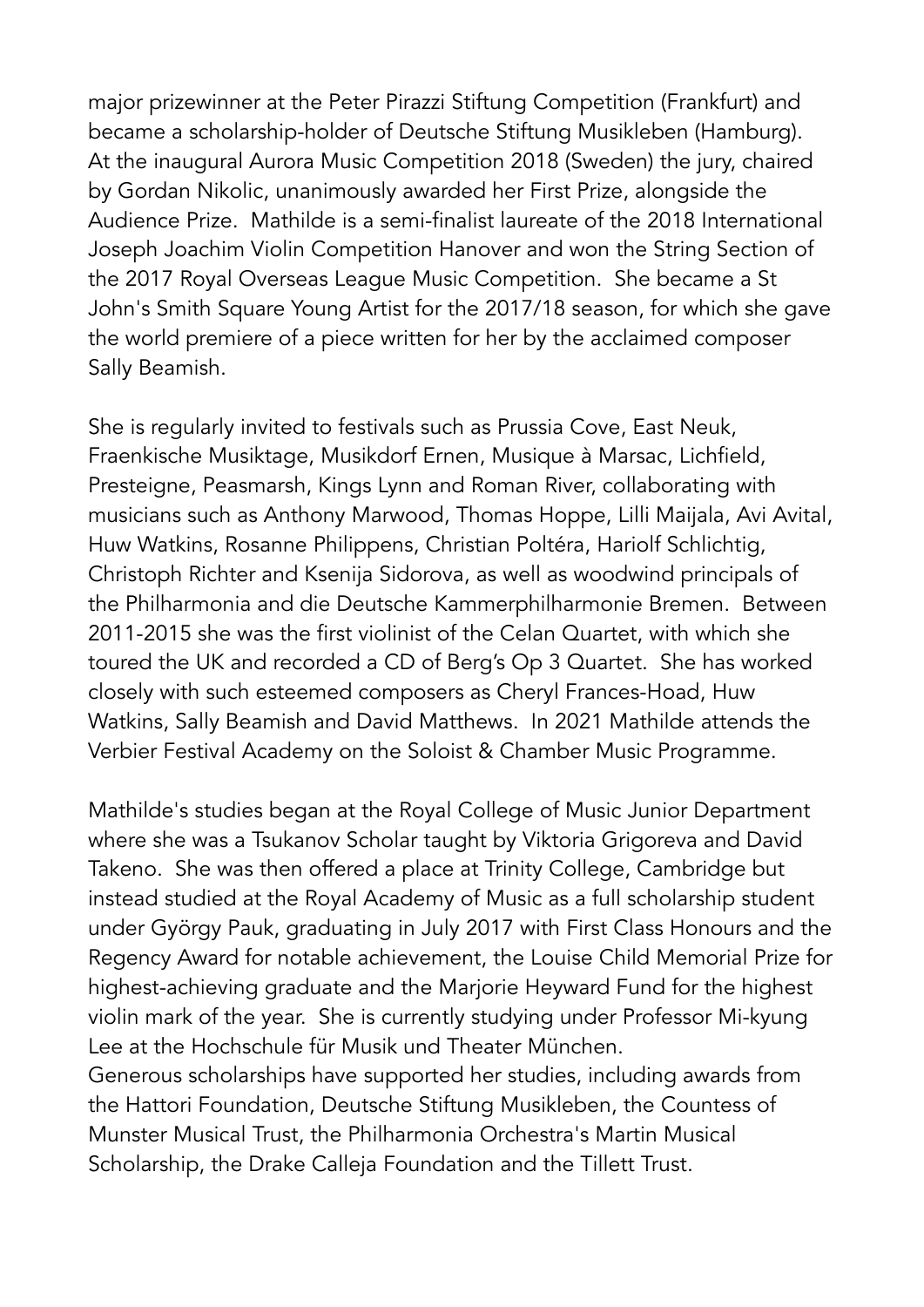major prizewinner at the Peter Pirazzi Stiftung Competition (Frankfurt) and became a scholarship-holder of Deutsche Stiftung Musikleben (Hamburg). At the inaugural Aurora Music Competition 2018 (Sweden) the jury, chaired by Gordan Nikolic, unanimously awarded her First Prize, alongside the Audience Prize. Mathilde is a semi-finalist laureate of the 2018 International Joseph Joachim Violin Competition Hanover and won the String Section of the 2017 Royal Overseas League Music Competition. She became a St John's Smith Square Young Artist for the 2017/18 season, for which she gave the world premiere of a piece written for her by the acclaimed composer Sally Beamish.

She is regularly invited to festivals such as Prussia Cove, East Neuk, Fraenkische Musiktage, Musikdorf Ernen, Musique à Marsac, Lichfield, Presteigne, Peasmarsh, Kings Lynn and Roman River, collaborating with musicians such as Anthony Marwood, Thomas Hoppe, Lilli Maijala, Avi Avital, Huw Watkins, Rosanne Philippens, Christian Poltéra, Hariolf Schlichtig, Christoph Richter and Ksenija Sidorova, as well as woodwind principals of the Philharmonia and die Deutsche Kammerphilharmonie Bremen. Between 2011-2015 she was the first violinist of the Celan Quartet, with which she toured the UK and recorded a CD of Berg's Op 3 Quartet. She has worked closely with such esteemed composers as Cheryl Frances-Hoad, Huw Watkins, Sally Beamish and David Matthews. In 2021 Mathilde attends the Verbier Festival Academy on the Soloist & Chamber Music Programme.

Mathilde's studies began at the Royal College of Music Junior Department where she was a Tsukanov Scholar taught by Viktoria Grigoreva and David Takeno. She was then offered a place at Trinity College, Cambridge but instead studied at the Royal Academy of Music as a full scholarship student under György Pauk, graduating in July 2017 with First Class Honours and the Regency Award for notable achievement, the Louise Child Memorial Prize for highest-achieving graduate and the Marjorie Heyward Fund for the highest violin mark of the year. She is currently studying under Professor Mi-kyung Lee at the Hochschule für Musik und Theater München.
Generous scholarships have supported her studies, including awards from the Hattori Foundation, Deutsche Stiftung Musikleben, the Countess of Munster Musical Trust, the Philharmonia Orchestra's Martin Musical Scholarship, the Drake Calleja Foundation and the Tillett Trust.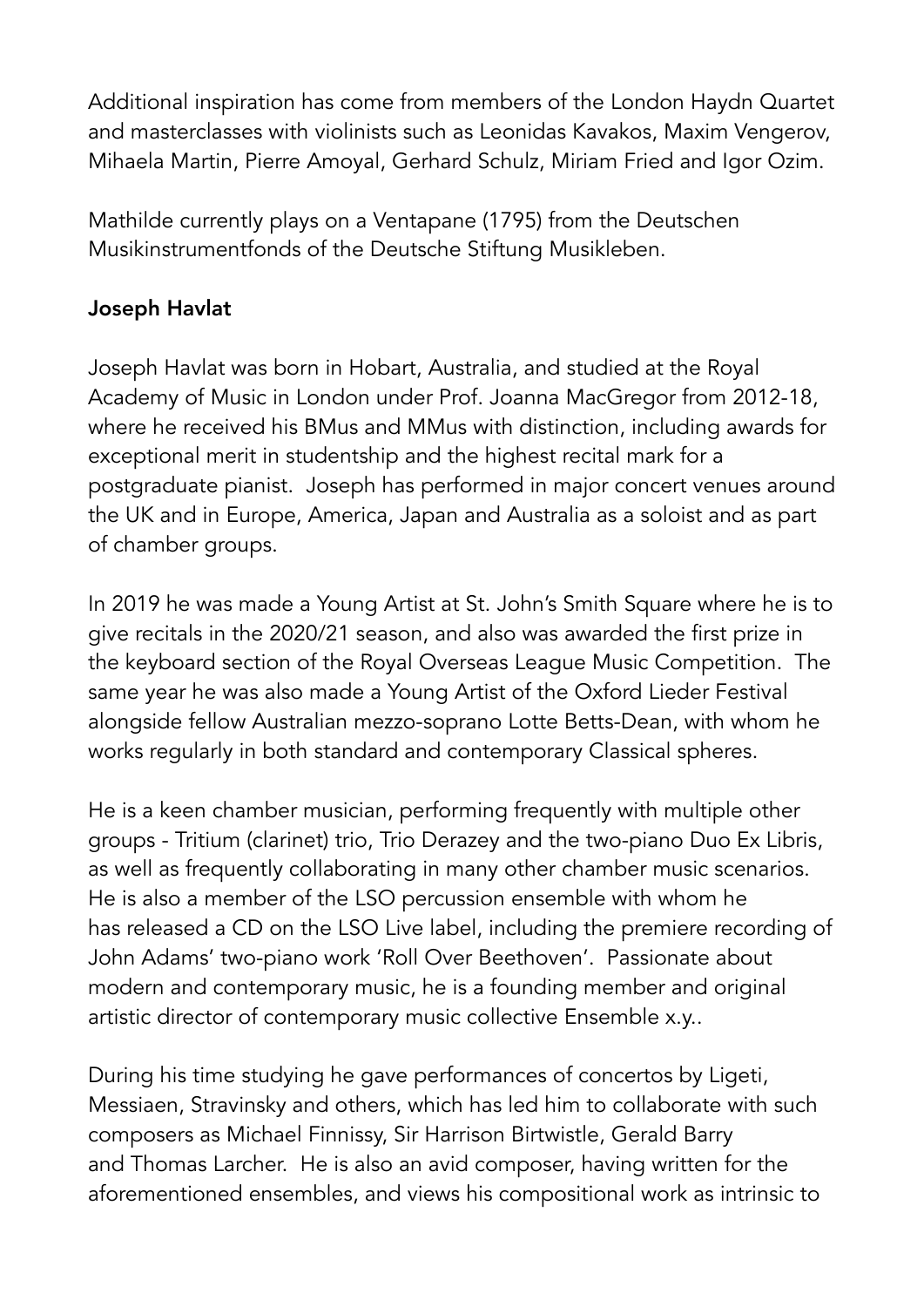Additional inspiration has come from members of the London Haydn Quartet and masterclasses with violinists such as Leonidas Kavakos, Maxim Vengerov, Mihaela Martin, Pierre Amoyal, Gerhard Schulz, Miriam Fried and Igor Ozim.

Mathilde currently plays on a Ventapane (1795) from the Deutschen Musikinstrumentfonds of the Deutsche Stiftung Musikleben.

**Joseph Havlat**

Joseph Havlat was born in Hobart, Australia, and studied at the Royal Academy of Music in London under Prof. Joanna MacGregor from 2012-18, where he received his BMus and MMus with distinction, including awards for exceptional merit in studentship and the highest recital mark for a postgraduate pianist. Joseph has performed in major concert venues around the UK and in Europe, America, Japan and Australia as a soloist and as part of chamber groups.

In 2019 he was made a Young Artist at St. John's Smith Square where he is to give recitals in the 2020/21 season, and also was awarded the first prize in the keyboard section of the Royal Overseas League Music Competition. The same year he was also made a Young Artist of the Oxford Lieder Festival alongside fellow Australian mezzo-soprano Lotte Betts-Dean, with whom he works regularly in both standard and contemporary Classical spheres.

He is a keen chamber musician, performing frequently with multiple other groups - Tritium (clarinet) trio, Trio Derazey and the two-piano Duo Ex Libris, as well as frequently collaborating in many other chamber music scenarios. He is also a member of the LSO percussion ensemble with whom he has released a CD on the LSO Live label, including the premiere recording of John Adams' two-piano work 'Roll Over Beethoven'. Passionate about modern and contemporary music, he is a founding member and original artistic director of contemporary music collective Ensemble x.y..

During his time studying he gave performances of concertos by Ligeti, Messiaen, Stravinsky and others, which has led him to collaborate with such composers as Michael Finnissy, Sir Harrison Birtwistle, Gerald Barry and Thomas Larcher. He is also an avid composer, having written for the aforementioned ensembles, and views his compositional work as intrinsic to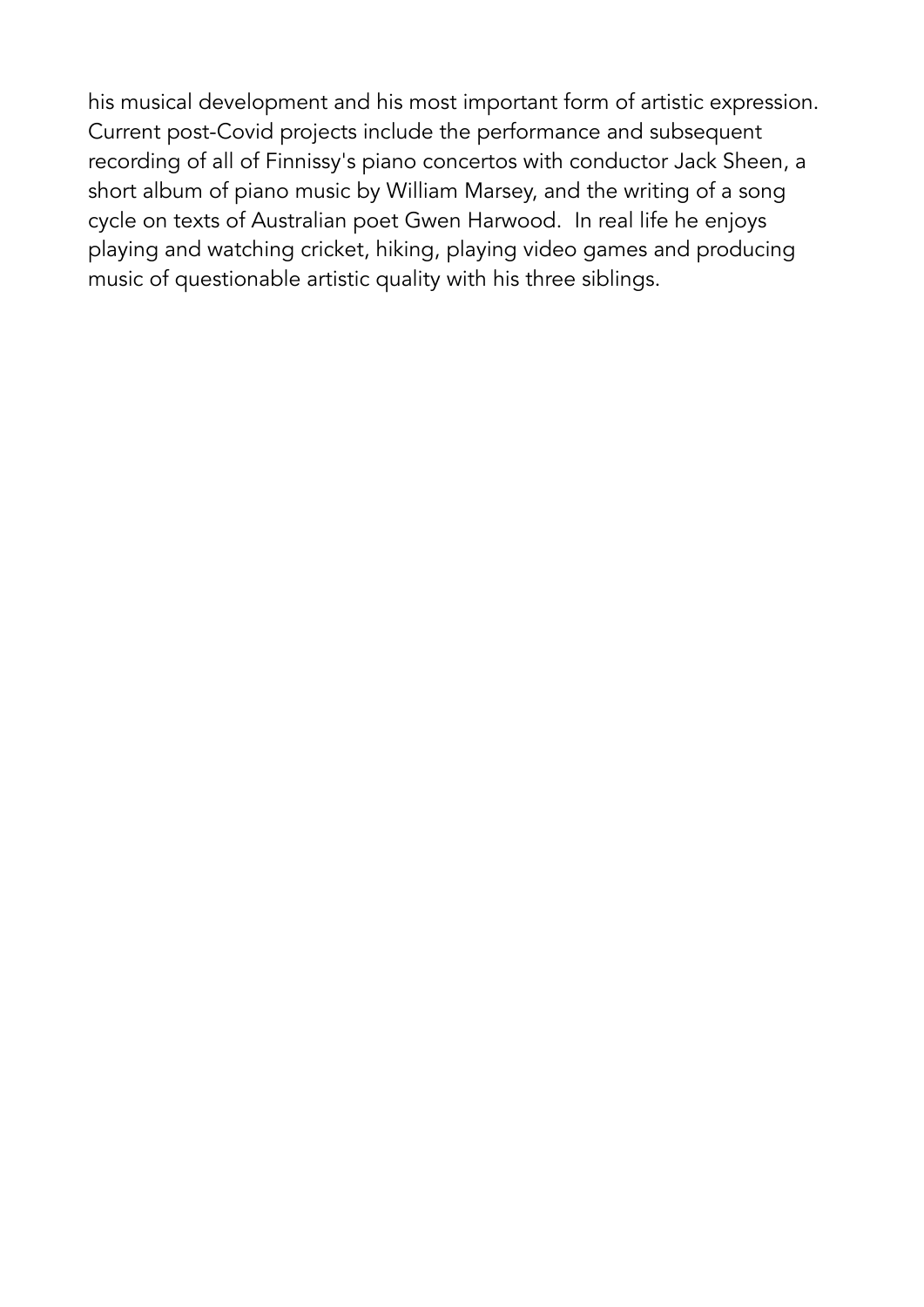his musical development and his most important form of artistic expression. Current post-Covid projects include the performance and subsequent recording of all of Finnissy's piano concertos with conductor Jack Sheen, a short album of piano music by William Marsey, and the writing of a song cycle on texts of Australian poet Gwen Harwood. In real life he enjoys playing and watching cricket, hiking, playing video games and producing music of questionable artistic quality with his three siblings.